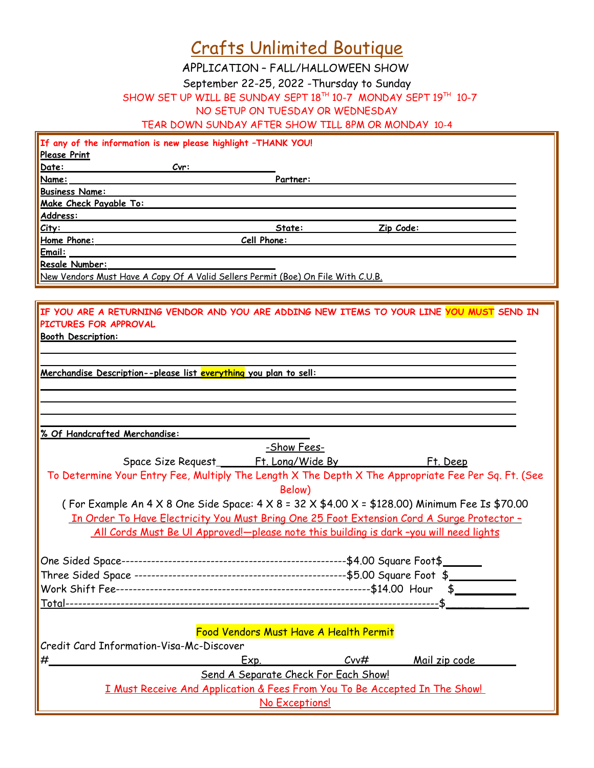# Crafts Unlimited Boutique

APPLICATION – FALL/HALLOWEEN SHOW

September 22-25, 2022 -Thursday to Sunday

SHOW SET UP WILL BE SUNDAY SEPT 18TH 10-7 MONDAY SEPT 19TH 10-7

NO SETUP ON TUESDAY OR WEDNESDAY

TEAR DOWN SUNDAY AFTER SHOW TILL 8PM OR MONDAY 10-4

**If any of the information is new please highlight –THANK YOU!**

**Please Print**

**Date:** ______________________ **Cvr:** ______________________

**Name:** ______________________ **Partner:** ______________________

**Business Name:** ______________________

**Make Check Payable To:** ______________________

**Address:** ______________________

**City:** ______________________ **State:** __________ **Zip Code:** __________

**Home Phone:** ______________________ **Cell Phone:** ______________________

**Email:** ______________________

**Resale Number:** ______________________

New Vendors Must Have A Copy Of A Valid Sellers Permit (Boe) On File With C.U.B.

**IF YOU ARE A RETURNING VENDOR AND YOU ARE ADDING NEW ITEMS TO YOUR LINE YOU MUST SEND IN PICTURES FOR APPROVAL**

**Booth Description:** ______________________

______________________

______________________

**Merchandise Description--please list everything you plan to sell:** ______________________

______________________

______________________

______________________

______________________

**% Of Handcrafted Merchandise:** ______________________

-Show Fees-

Space Size Request ______ Ft. Long/Wide By ______________ Ft. Deep

To Determine Your Entry Fee, Multiply The Length X The Depth X The Appropriate Fee Per Sq. Ft. (See Below)

( For Example An 4 X 8 One Side Space: 4 X 8 = 32 X $4.00 X = $128.00) Minimum Fee Is $70.00

In Order To Have Electricity You Must Bring One 25 Foot Extension Cord A Surge Protector – All Cords Must Be Ul Approved!—please note this building is dark –you will need lights

One Sided Space------------------------------------------------$4.00 Square Foot $______

Three Sided Space ---------------------------------------------$5.00 Square Foot $______

Work Shift Fee--------------------------------------------------$14.00 Hour $______

Total--------------------------------------------------------------------------$______

Food Vendors Must Have A Health Permit

Credit Card Information-Visa-Mc-Discover

#______________________ Exp. __________ Cvv# __________ Mail zip code __________

Send A Separate Check For Each Show!

I Must Receive And Application & Fees From You To Be Accepted In The Show!

No Exceptions!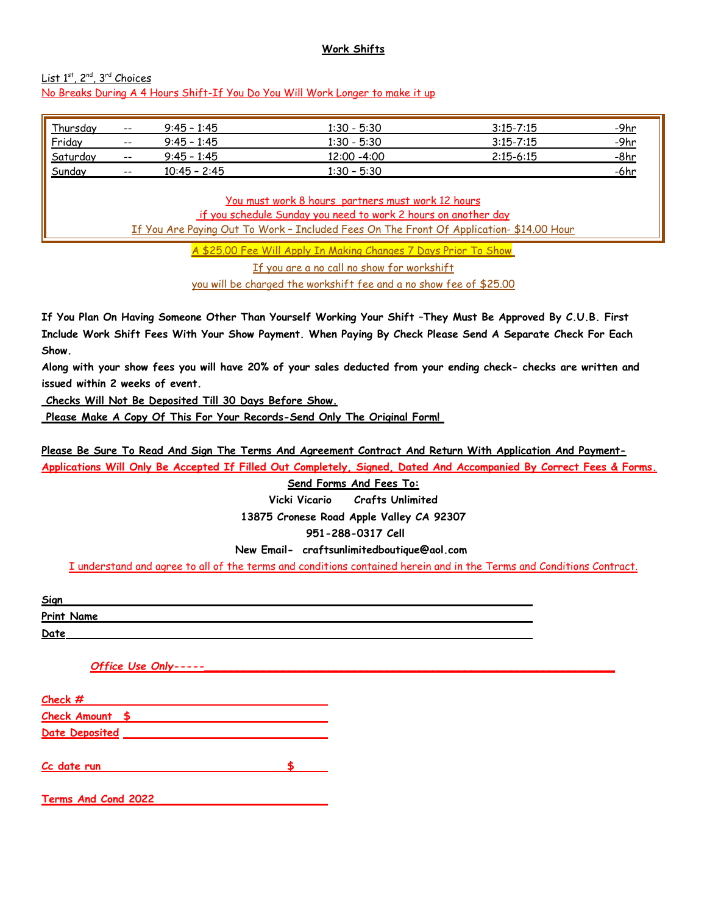## Work Shifts

List 1st, 2nd, 3rd Choices

No Breaks During A 4 Hours Shift-If You Do You Will Work Longer to make it up

| | | | | | |
|---|---|---|---|---|---|
| Thursday | -- | 9:45 – 1:45 | 1:30 - 5:30 | 3:15-7:15 | -9hr |
| Friday | -- | 9:45 – 1:45 | 1:30 - 5:30 | 3:15-7:15 | -9hr |
| Saturday | -- | 9:45 – 1:45 | 12:00 -4:00 | 2:15-6:15 | -8hr |
| Sunday | -- | 10:45 – 2:45 | 1:30 – 5:30 | | -6hr |

You must work 8 hours partners must work 12 hours

if you schedule Sunday you need to work 2 hours on another day

If You Are Paying Out To Work – Included Fees On The Front Of Application- $14.00 Hour

A $25.00 Fee Will Apply In Making Changes 7 Days Prior To Show

If you are a no call no show for workshift

you will be charged the workshift fee and a no show fee of $25.00

**If You Plan On Having Someone Other Than Yourself Working Your Shift –They Must Be Approved By C.U.B. First Include Work Shift Fees With Your Show Payment. When Paying By Check Please Send A Separate Check For Each Show.**

**Along with your show fees you will have 20% of your sales deducted from your ending check- checks are written and issued within 2 weeks of event.**

**Checks Will Not Be Deposited Till 30 Days Before Show.**

**Please Make A Copy Of This For Your Records-Send Only The Original Form!**

**Please Be Sure To Read And Sign The Terms And Agreement Contract And Return With Application And Payment-**

**Applications Will Only Be Accepted If Filled Out Completely, Signed, Dated And Accompanied By Correct Fees & Forms.**

**Send Forms And Fees To:**

**Vicki Vicario Crafts Unlimited**

**13875 Cronese Road Apple Valley CA 92307**

**951-288-0317 Cell**

**New Email- craftsunlimitedboutique@aol.com**

I understand and agree to all of the terms and conditions contained herein and in the Terms and Conditions Contract.

**Sign** ______________________________

**Print Name** ______________________________

**Date** ______________________________

***Office Use Only-----*** ______________________________

**Check #** ______________________________

**Check Amount $** ______________________________

**Date Deposited** ______________________________

**Cc date run** ______________________________ **$** ______

**Terms And Cond 2022** ______________________________